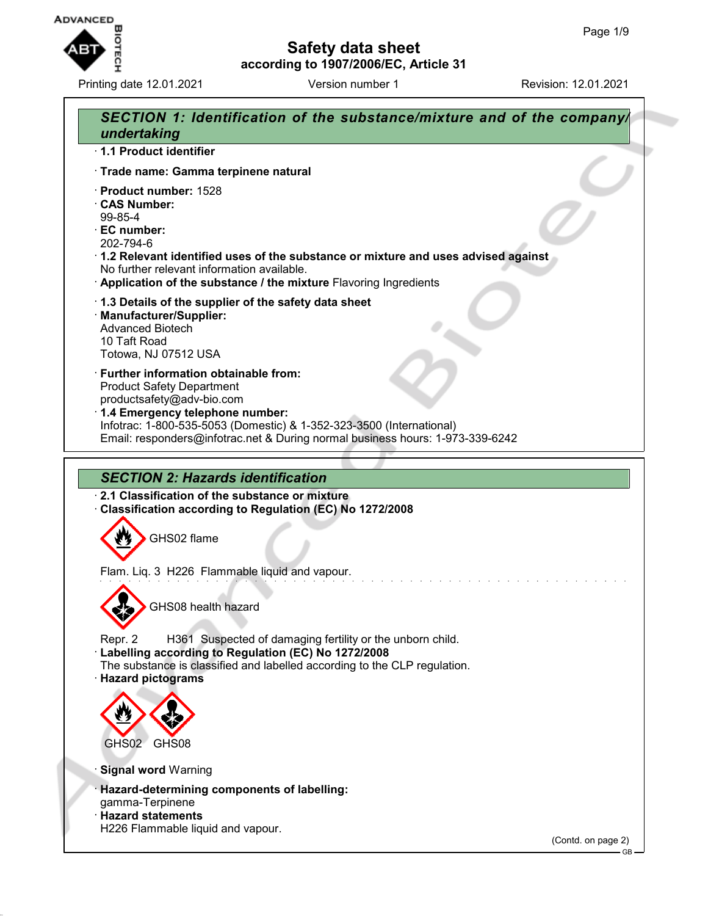# Safety data sheet

**according to 1907/2006/EC, Article 31**

Printing date 12.01.2021 Version number 1 Revision: 12.01.2021

## SECTION 1: Identification of the substance/mixture and of the company/undertaking

- **1.1 Product identifier**
- **Trade name: Gamma terpinene natural**
- **Product number:** 1528
- **CAS Number:**
  99-85-4
- **EC number:**
  202-794-6
- **1.2 Relevant identified uses of the substance or mixture and uses advised against**
  No further relevant information available.
- **Application of the substance / the mixture** Flavoring Ingredients
- **1.3 Details of the supplier of the safety data sheet**
- **Manufacturer/Supplier:**
  Advanced Biotech
  10 Taft Road
  Totowa, NJ 07512 USA
- **Further information obtainable from:**
  Product Safety Department
  productsafety@adv-bio.com
- **1.4 Emergency telephone number:**
  Infotrac: 1-800-535-5053 (Domestic) & 1-352-323-3500 (International)
  Email: responders@infotrac.net & During normal business hours: 1-973-339-6242

## SECTION 2: Hazards identification

- **2.1 Classification of the substance or mixture**
- **Classification according to Regulation (EC) No 1272/2008**

GHS02 flame

Flam. Liq. 3 H226 Flammable liquid and vapour.

GHS08 health hazard

Repr. 2 H361 Suspected of damaging fertility or the unborn child.

- **Labelling according to Regulation (EC) No 1272/2008**
  The substance is classified and labelled according to the CLP regulation.
- **Hazard pictograms**

GHS02 GHS08

- **Signal word** Warning
- **Hazard-determining components of labelling:**
  gamma-Terpinene
- **Hazard statements**
  H226 Flammable liquid and vapour.

(Contd. on page 2)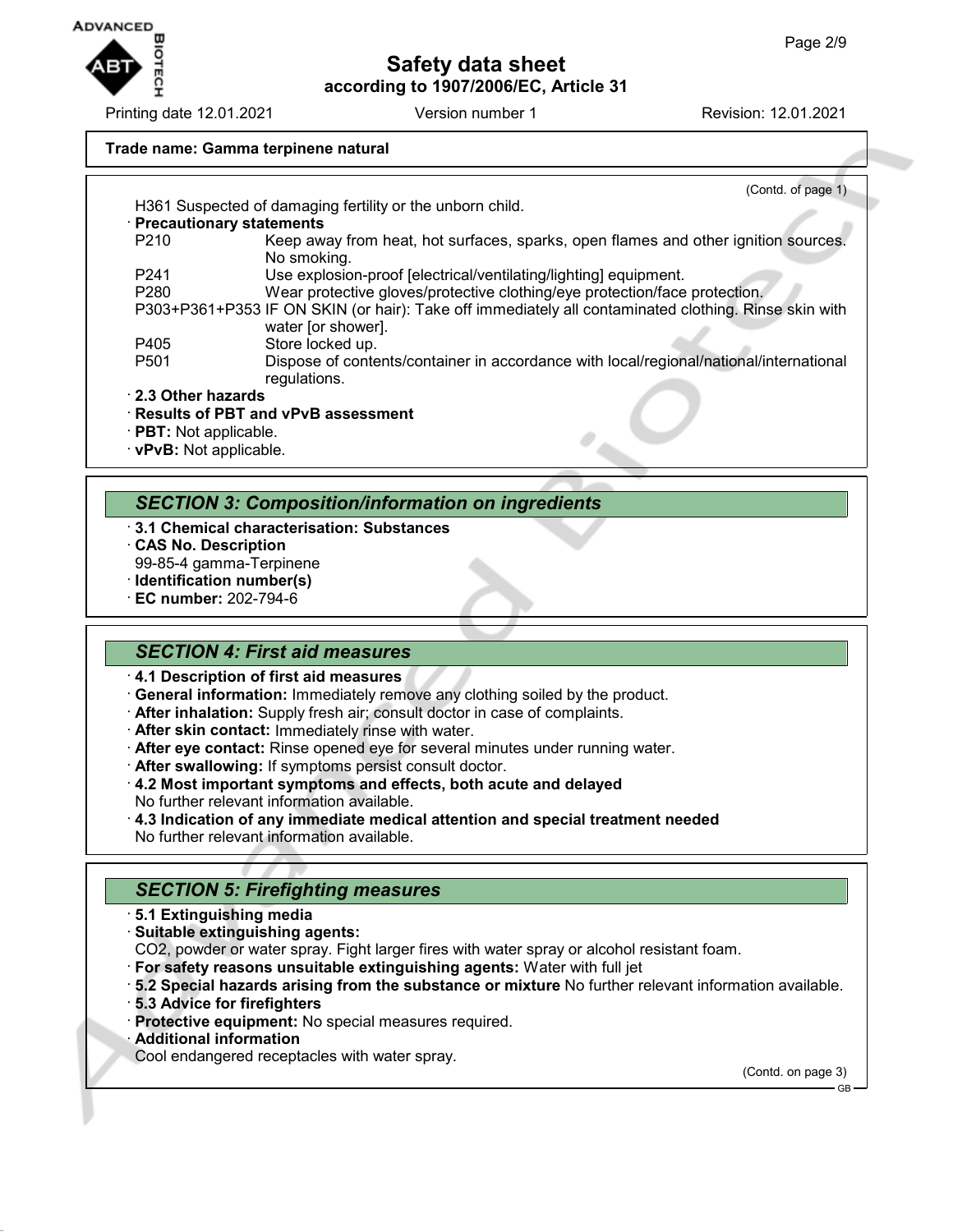**Trade name: Gamma terpinene natural**

(Contd. of page 1)

H361 Suspected of damaging fertility or the unborn child.

· **Precautionary statements**

| | |
|---|---|
| P210 | Keep away from heat, hot surfaces, sparks, open flames and other ignition sources. No smoking. |
| P241 | Use explosion-proof [electrical/ventilating/lighting] equipment. |
| P280 | Wear protective gloves/protective clothing/eye protection/face protection. |
| P303+P361+P353 | IF ON SKIN (or hair): Take off immediately all contaminated clothing. Rinse skin with water [or shower]. |
| P405 | Store locked up. |
| P501 | Dispose of contents/container in accordance with local/regional/national/international regulations. |

· **2.3 Other hazards**

· **Results of PBT and vPvB assessment**

· **PBT:** Not applicable.

· **vPvB:** Not applicable.

## *SECTION 3: Composition/information on ingredients*

· **3.1 Chemical characterisation: Substances**

· **CAS No. Description**

99-85-4 gamma-Terpinene

· **Identification number(s)**

· **EC number:** 202-794-6

## *SECTION 4: First aid measures*

· **4.1 Description of first aid measures**

· **General information:** Immediately remove any clothing soiled by the product.

· **After inhalation:** Supply fresh air; consult doctor in case of complaints.

· **After skin contact:** Immediately rinse with water.

· **After eye contact:** Rinse opened eye for several minutes under running water.

· **After swallowing:** If symptoms persist consult doctor.

· **4.2 Most important symptoms and effects, both acute and delayed**

No further relevant information available.

· **4.3 Indication of any immediate medical attention and special treatment needed**

No further relevant information available.

## *SECTION 5: Firefighting measures*

· **5.1 Extinguishing media**

· **Suitable extinguishing agents:**

$CO_2$, powder or water spray. Fight larger fires with water spray or alcohol resistant foam.

· **For safety reasons unsuitable extinguishing agents:** Water with full jet

· **5.2 Special hazards arising from the substance or mixture** No further relevant information available.

· **5.3 Advice for firefighters**

· **Protective equipment:** No special measures required.

· **Additional information**

Cool endangered receptacles with water spray.

(Contd. on page 3)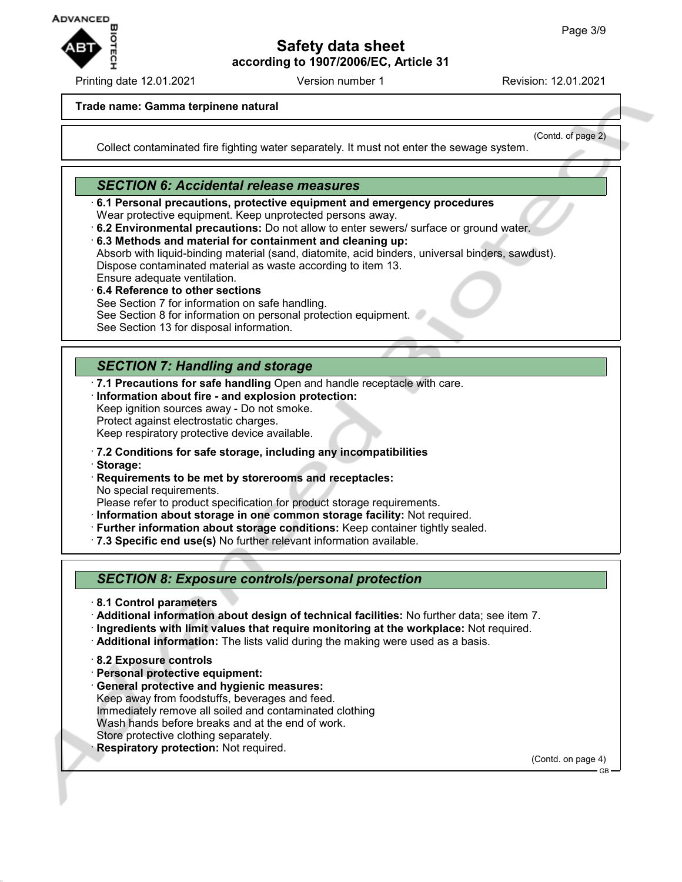Trade name: Gamma terpinene natural

(Contd. of page 2)

Collect contaminated fire fighting water separately. It must not enter the sewage system.

## SECTION 6: Accidental release measures

· **6.1 Personal precautions, protective equipment and emergency procedures**
Wear protective equipment. Keep unprotected persons away.
· **6.2 Environmental precautions:** Do not allow to enter sewers/ surface or ground water.
· **6.3 Methods and material for containment and cleaning up:**
Absorb with liquid-binding material (sand, diatomite, acid binders, universal binders, sawdust).
Dispose contaminated material as waste according to item 13.
Ensure adequate ventilation.
· **6.4 Reference to other sections**
See Section 7 for information on safe handling.
See Section 8 for information on personal protection equipment.
See Section 13 for disposal information.

## SECTION 7: Handling and storage

· **7.1 Precautions for safe handling** Open and handle receptacle with care.
· **Information about fire - and explosion protection:**
Keep ignition sources away - Do not smoke.
Protect against electrostatic charges.
Keep respiratory protective device available.

· **7.2 Conditions for safe storage, including any incompatibilities**
· **Storage:**
· **Requirements to be met by storerooms and receptacles:**
No special requirements.
Please refer to product specification for product storage requirements.
· **Information about storage in one common storage facility:** Not required.
· **Further information about storage conditions:** Keep container tightly sealed.
· **7.3 Specific end use(s)** No further relevant information available.

## SECTION 8: Exposure controls/personal protection

· **8.1 Control parameters**
· **Additional information about design of technical facilities:** No further data; see item 7.
· **Ingredients with limit values that require monitoring at the workplace:** Not required.
· **Additional information:** The lists valid during the making were used as a basis.

· **8.2 Exposure controls**
· **Personal protective equipment:**
· **General protective and hygienic measures:**
Keep away from foodstuffs, beverages and feed.
Immediately remove all soiled and contaminated clothing
Wash hands before breaks and at the end of work.
Store protective clothing separately.
· **Respiratory protection:** Not required.

(Contd. on page 4)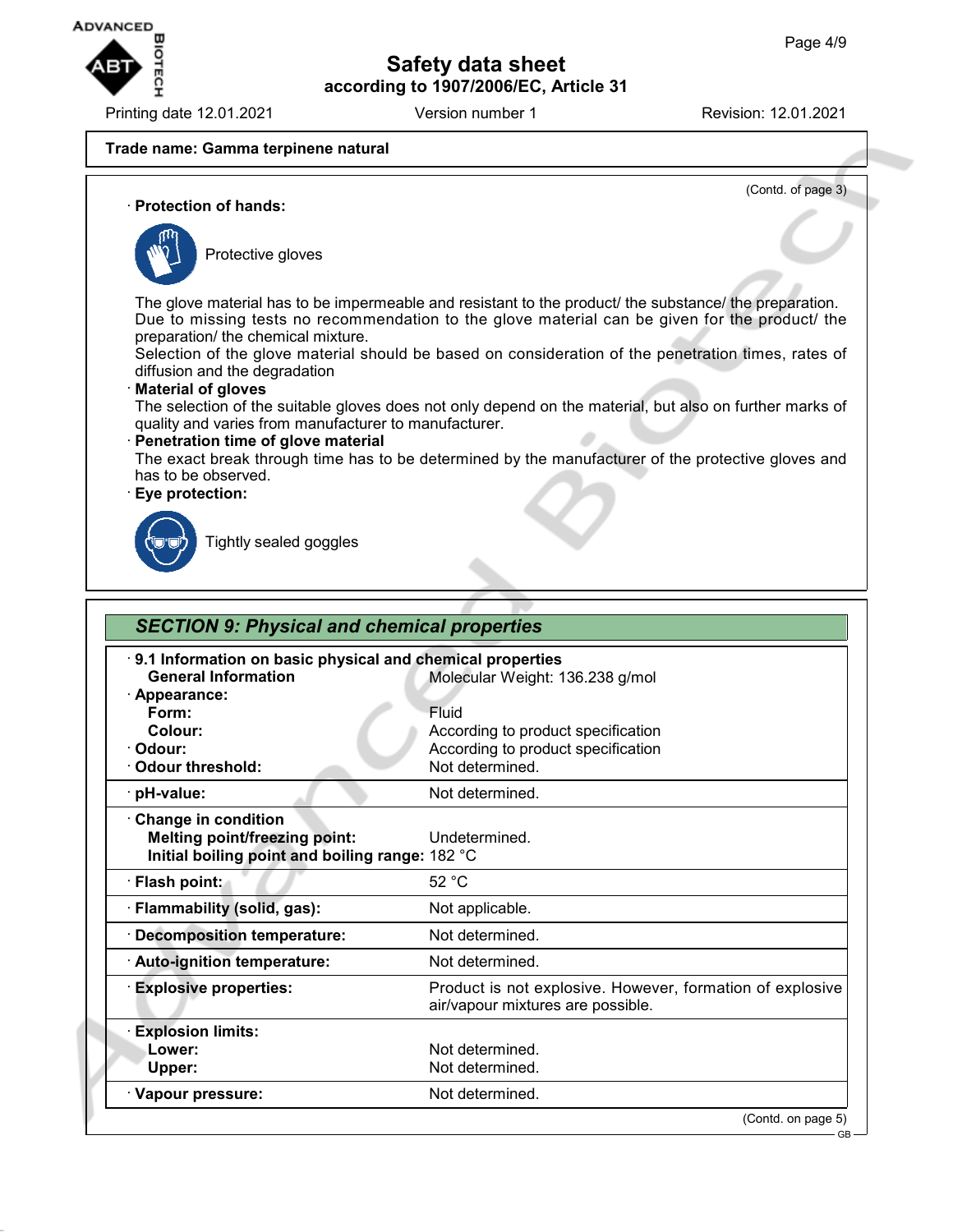**Trade name: Gamma terpinene natural**

(Contd. of page 3)

· **Protection of hands:**

Protective gloves

The glove material has to be impermeable and resistant to the product/ the substance/ the preparation.
Due to missing tests no recommendation to the glove material can be given for the product/ the preparation/ the chemical mixture.
Selection of the glove material should be based on consideration of the penetration times, rates of diffusion and the degradation

· **Material of gloves**
The selection of the suitable gloves does not only depend on the material, but also on further marks of quality and varies from manufacturer to manufacturer.

· **Penetration time of glove material**
The exact break through time has to be determined by the manufacturer of the protective gloves and has to be observed.

· **Eye protection:**

Tightly sealed goggles

## SECTION 9: Physical and chemical properties

| · **9.1 Information on basic physical and chemical properties** | |
|---|---|
| **General Information** | Molecular Weight: 136.238 g/mol |
| · **Appearance:** | |
| **Form:** | Fluid |
| **Colour:** | According to product specification |
| · **Odour:** | According to product specification |
| · **Odour threshold:** | Not determined. |
| · **pH-value:** | Not determined. |
| · **Change in condition** | |
| **Melting point/freezing point:** | Undetermined. |
| **Initial boiling point and boiling range:** | 182 °C |
| · **Flash point:** | 52 °C |
| · **Flammability (solid, gas):** | Not applicable. |
| · **Decomposition temperature:** | Not determined. |
| · **Auto-ignition temperature:** | Not determined. |
| · **Explosive properties:** | Product is not explosive. However, formation of explosive air/vapour mixtures are possible. |
| · **Explosion limits:** | |
| **Lower:** | Not determined. |
| **Upper:** | Not determined. |
| · **Vapour pressure:** | Not determined. |

(Contd. on page 5)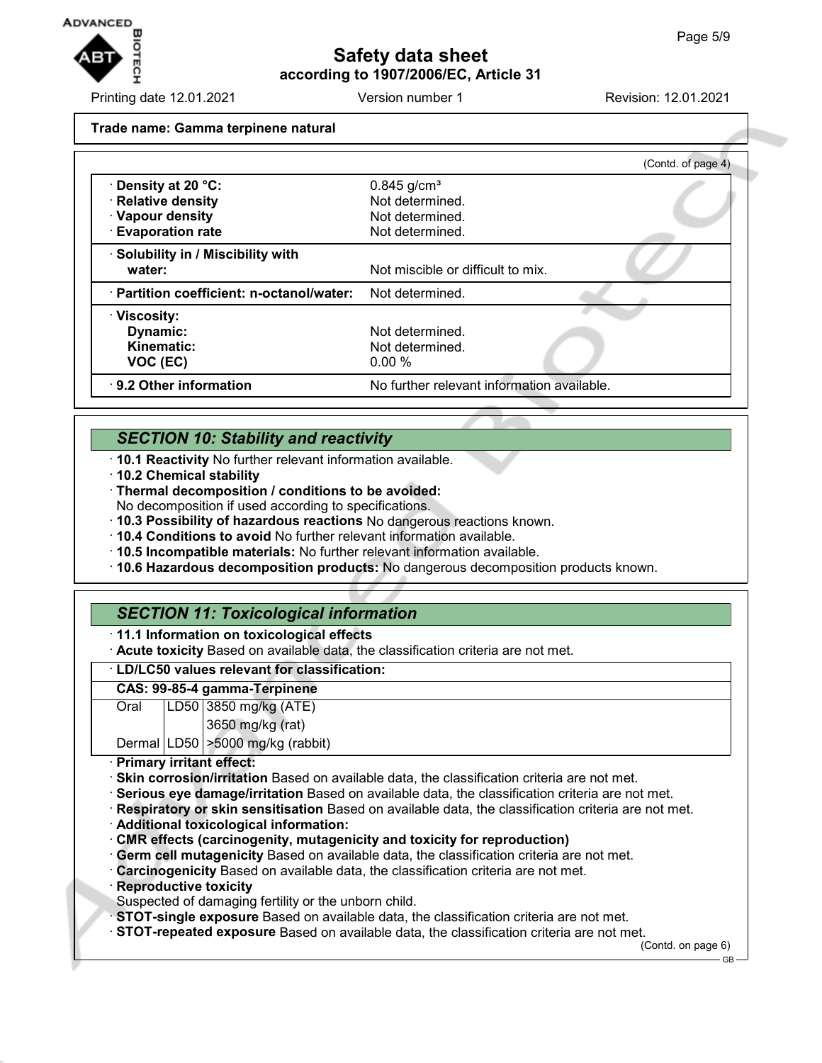**Trade name: Gamma terpinene natural**

(Contd. of page 4)

| | |
|---|---|
| · **Density at 20 °C:** | 0.845 g/cm³ |
| · **Relative density** | Not determined. |
| · **Vapour density** | Not determined. |
| · **Evaporation rate** | Not determined. |
| · **Solubility in / Miscibility with water:** | Not miscible or difficult to mix. |
| · **Partition coefficient: n-octanol/water:** | Not determined. |
| · **Viscosity:** | |
| **Dynamic:** | Not determined. |
| **Kinematic:** | Not determined. |
| **VOC (EC)** | 0.00 % |
| · **9.2 Other information** | No further relevant information available. |

## *SECTION 10: Stability and reactivity*

· **10.1 Reactivity** No further relevant information available.
· **10.2 Chemical stability**
· **Thermal decomposition / conditions to be avoided:**
No decomposition if used according to specifications.
· **10.3 Possibility of hazardous reactions** No dangerous reactions known.
· **10.4 Conditions to avoid** No further relevant information available.
· **10.5 Incompatible materials:** No further relevant information available.
· **10.6 Hazardous decomposition products:** No dangerous decomposition products known.

## *SECTION 11: Toxicological information*

· **11.1 Information on toxicological effects**
· **Acute toxicity** Based on available data, the classification criteria are not met.

· **LD/LC50 values relevant for classification:**

| **CAS: 99-85-4 gamma-Terpinene** | | |
|---|---|---|
| Oral | LD50 | 3850 mg/kg (ATE) |
| | | 3650 mg/kg (rat) |
| Dermal | LD50 | >5000 mg/kg (rabbit) |

· **Primary irritant effect:**
· **Skin corrosion/irritation** Based on available data, the classification criteria are not met.
· **Serious eye damage/irritation** Based on available data, the classification criteria are not met.
· **Respiratory or skin sensitisation** Based on available data, the classification criteria are not met.
· **Additional toxicological information:**
· **CMR effects (carcinogenity, mutagenicity and toxicity for reproduction)**
· **Germ cell mutagenicity** Based on available data, the classification criteria are not met.
· **Carcinogenicity** Based on available data, the classification criteria are not met.
· **Reproductive toxicity**
Suspected of damaging fertility or the unborn child.
· **STOT-single exposure** Based on available data, the classification criteria are not met.
· **STOT-repeated exposure** Based on available data, the classification criteria are not met.

(Contd. on page 6)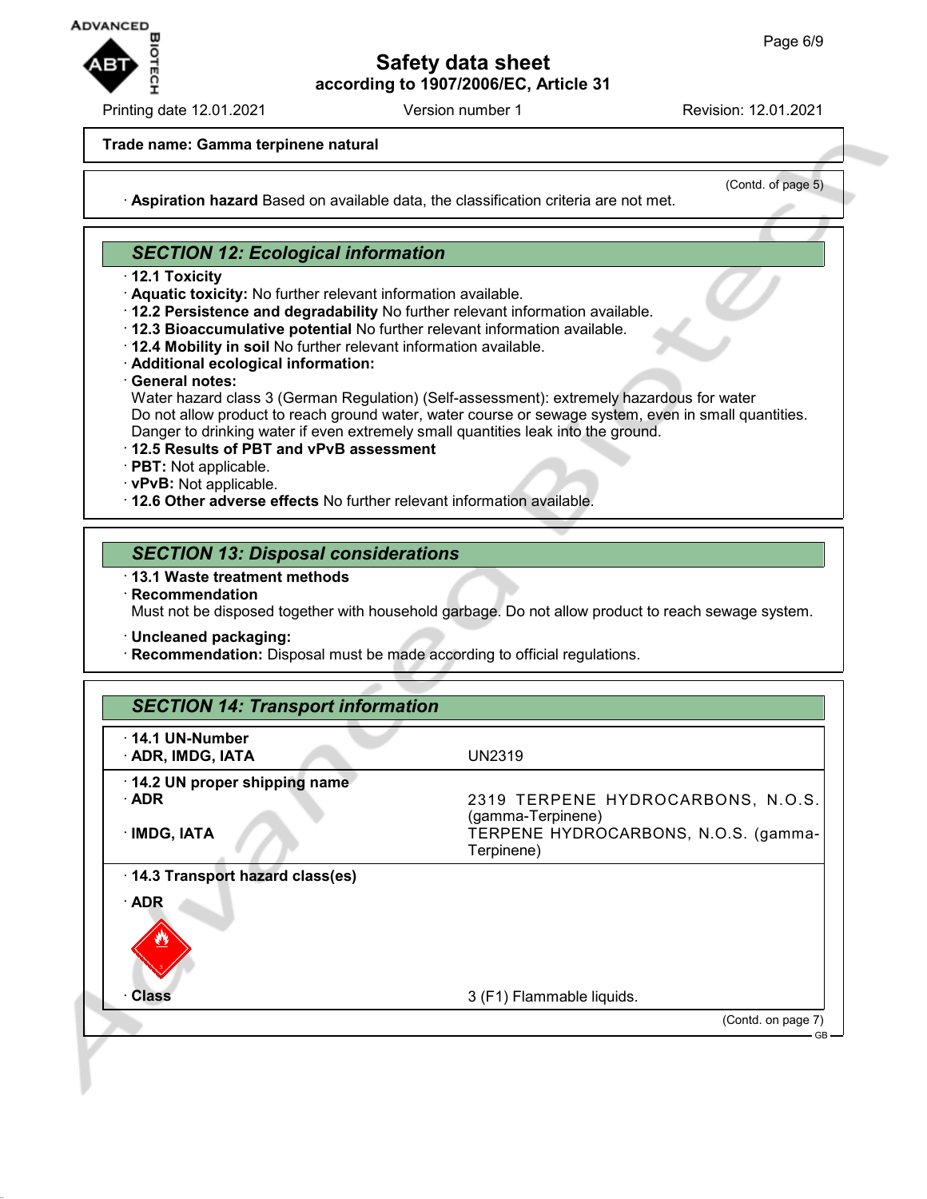**Trade name: Gamma terpinene natural**

(Contd. of page 5)

· **Aspiration hazard** Based on available data, the classification criteria are not met.

## SECTION 12: Ecological information

· **12.1 Toxicity**
· **Aquatic toxicity:** No further relevant information available.
· **12.2 Persistence and degradability** No further relevant information available.
· **12.3 Bioaccumulative potential** No further relevant information available.
· **12.4 Mobility in soil** No further relevant information available.
· **Additional ecological information:**
· **General notes:**
Water hazard class 3 (German Regulation) (Self-assessment): extremely hazardous for water
Do not allow product to reach ground water, water course or sewage system, even in small quantities.
Danger to drinking water if even extremely small quantities leak into the ground.
· **12.5 Results of PBT and vPvB assessment**
· **PBT:** Not applicable.
· **vPvB:** Not applicable.
· **12.6 Other adverse effects** No further relevant information available.

## SECTION 13: Disposal considerations

· **13.1 Waste treatment methods**
· **Recommendation**
Must not be disposed together with household garbage. Do not allow product to reach sewage system.

· **Uncleaned packaging:**
· **Recommendation:** Disposal must be made according to official regulations.

## SECTION 14: Transport information

| | |
|---|---|
| · **14.1 UN-Number** | |
| · **ADR, IMDG, IATA** | UN2319 |
| · **14.2 UN proper shipping name** | |
| · **ADR** | 2319 TERPENE HYDROCARBONS, N.O.S. (gamma-Terpinene) |
| · **IMDG, IATA** | TERPENE HYDROCARBONS, N.O.S. (gamma-Terpinene) |
| · **14.3 Transport hazard class(es)** | |
| · **ADR** | |
| · **Class** | 3 (F1) Flammable liquids. |

(Contd. on page 7)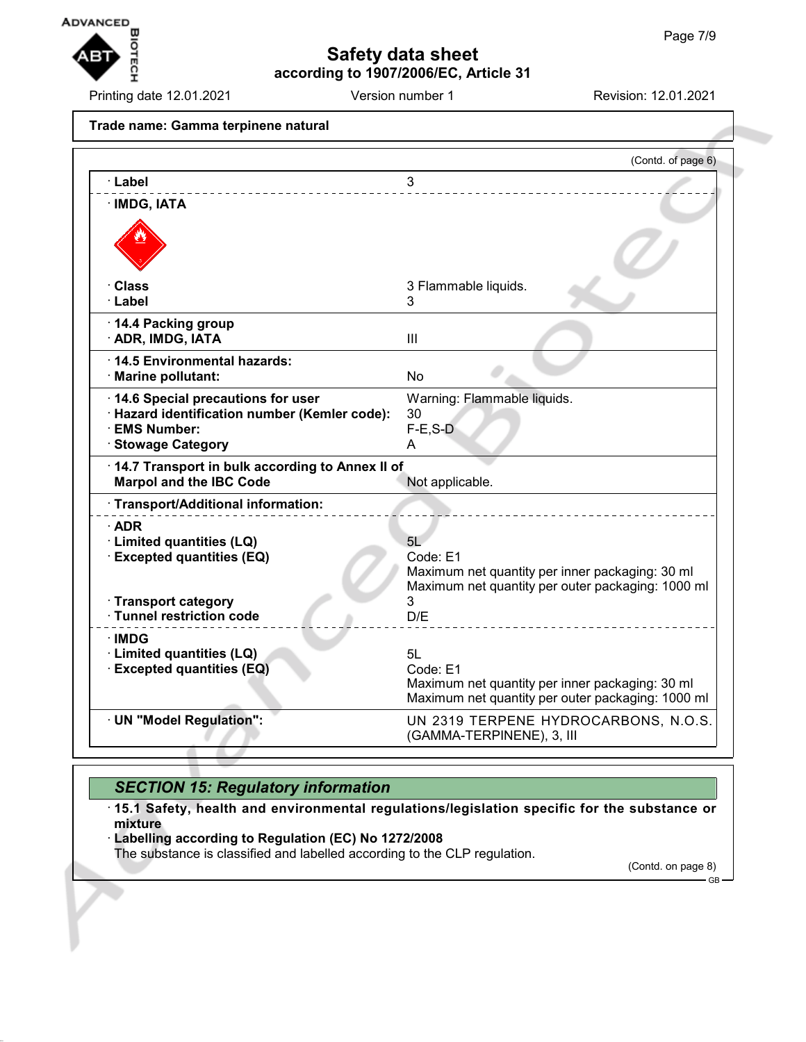**Trade name: Gamma terpinene natural**

(Contd. of page 6)

| | |
|---|---|
| · **Label** | 3 |
| · **IMDG, IATA** | |
| · **Class** | 3 Flammable liquids. |
| · **Label** | 3 |
| · **14.4 Packing group** | |
| · **ADR, IMDG, IATA** | III |
| · **14.5 Environmental hazards:** | |
| · **Marine pollutant:** | No |
| · **14.6 Special precautions for user** | Warning: Flammable liquids. |
| · **Hazard identification number (Kemler code):** | 30 |
| · **EMS Number:** | F-E,S-D |
| · **Stowage Category** | A |
| · **14.7 Transport in bulk according to Annex II of Marpol and the IBC Code** | Not applicable. |
| · **Transport/Additional information:** | |
| · **ADR** | |
| · **Limited quantities (LQ)** | 5L |
| · **Excepted quantities (EQ)** | Code: E1<br>Maximum net quantity per inner packaging: 30 ml<br>Maximum net quantity per outer packaging: 1000 ml |
| · **Transport category** | 3 |
| · **Tunnel restriction code** | D/E |
| · **IMDG** | |
| · **Limited quantities (LQ)** | 5L |
| · **Excepted quantities (EQ)** | Code: E1<br>Maximum net quantity per inner packaging: 30 ml<br>Maximum net quantity per outer packaging: 1000 ml |
| · **UN "Model Regulation":** | UN 2319 TERPENE HYDROCARBONS, N.O.S. (GAMMA-TERPINENE), 3, III |

## *SECTION 15: Regulatory information*

· **15.1 Safety, health and environmental regulations/legislation specific for the substance or mixture**

· **Labelling according to Regulation (EC) No 1272/2008**
The substance is classified and labelled according to the CLP regulation.

(Contd. on page 8)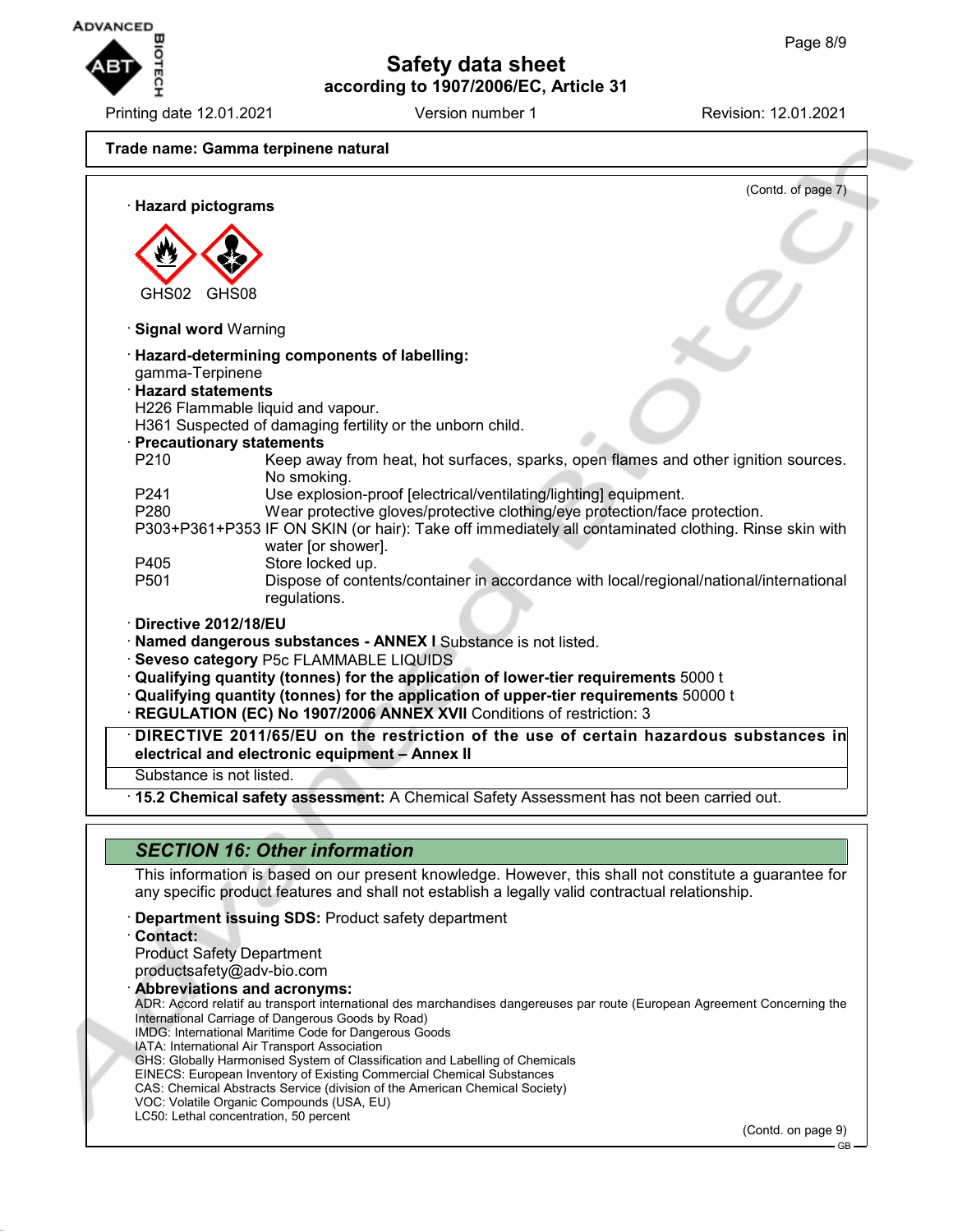**Trade name: Gamma terpinene natural**

(Contd. of page 7)

· **Hazard pictograms**

GHS02 GHS08

· **Signal word** Warning

· **Hazard-determining components of labelling:**
gamma-Terpinene

· **Hazard statements**
H226 Flammable liquid and vapour.
H361 Suspected of damaging fertility or the unborn child.

· **Precautionary statements**

| | |
|---|---|
| P210 | Keep away from heat, hot surfaces, sparks, open flames and other ignition sources. No smoking. |
| P241 | Use explosion-proof [electrical/ventilating/lighting] equipment. |
| P280 | Wear protective gloves/protective clothing/eye protection/face protection. |
| P303+P361+P353 | IF ON SKIN (or hair): Take off immediately all contaminated clothing. Rinse skin with water [or shower]. |
| P405 | Store locked up. |
| P501 | Dispose of contents/container in accordance with local/regional/national/international regulations. |

· **Directive 2012/18/EU**
· **Named dangerous substances - ANNEX I** Substance is not listed.
· **Seveso category** P5c FLAMMABLE LIQUIDS
· **Qualifying quantity (tonnes) for the application of lower-tier requirements** 5000 t
· **Qualifying quantity (tonnes) for the application of upper-tier requirements** 50000 t
· **REGULATION (EC) No 1907/2006 ANNEX XVII** Conditions of restriction: 3

· **DIRECTIVE 2011/65/EU on the restriction of the use of certain hazardous substances in electrical and electronic equipment – Annex II**

Substance is not listed.

· **15.2 Chemical safety assessment:** A Chemical Safety Assessment has not been carried out.

## *SECTION 16: Other information*

This information is based on our present knowledge. However, this shall not constitute a guarantee for any specific product features and shall not establish a legally valid contractual relationship.

· **Department issuing SDS:** Product safety department

· **Contact:**
Product Safety Department
productsafety@adv-bio.com

· **Abbreviations and acronyms:**
ADR: Accord relatif au transport international des marchandises dangereuses par route (European Agreement Concerning the International Carriage of Dangerous Goods by Road)
IMDG: International Maritime Code for Dangerous Goods
IATA: International Air Transport Association
GHS: Globally Harmonised System of Classification and Labelling of Chemicals
EINECS: European Inventory of Existing Commercial Chemical Substances
CAS: Chemical Abstracts Service (division of the American Chemical Society)
VOC: Volatile Organic Compounds (USA, EU)
LC50: Lethal concentration, 50 percent

(Contd. on page 9)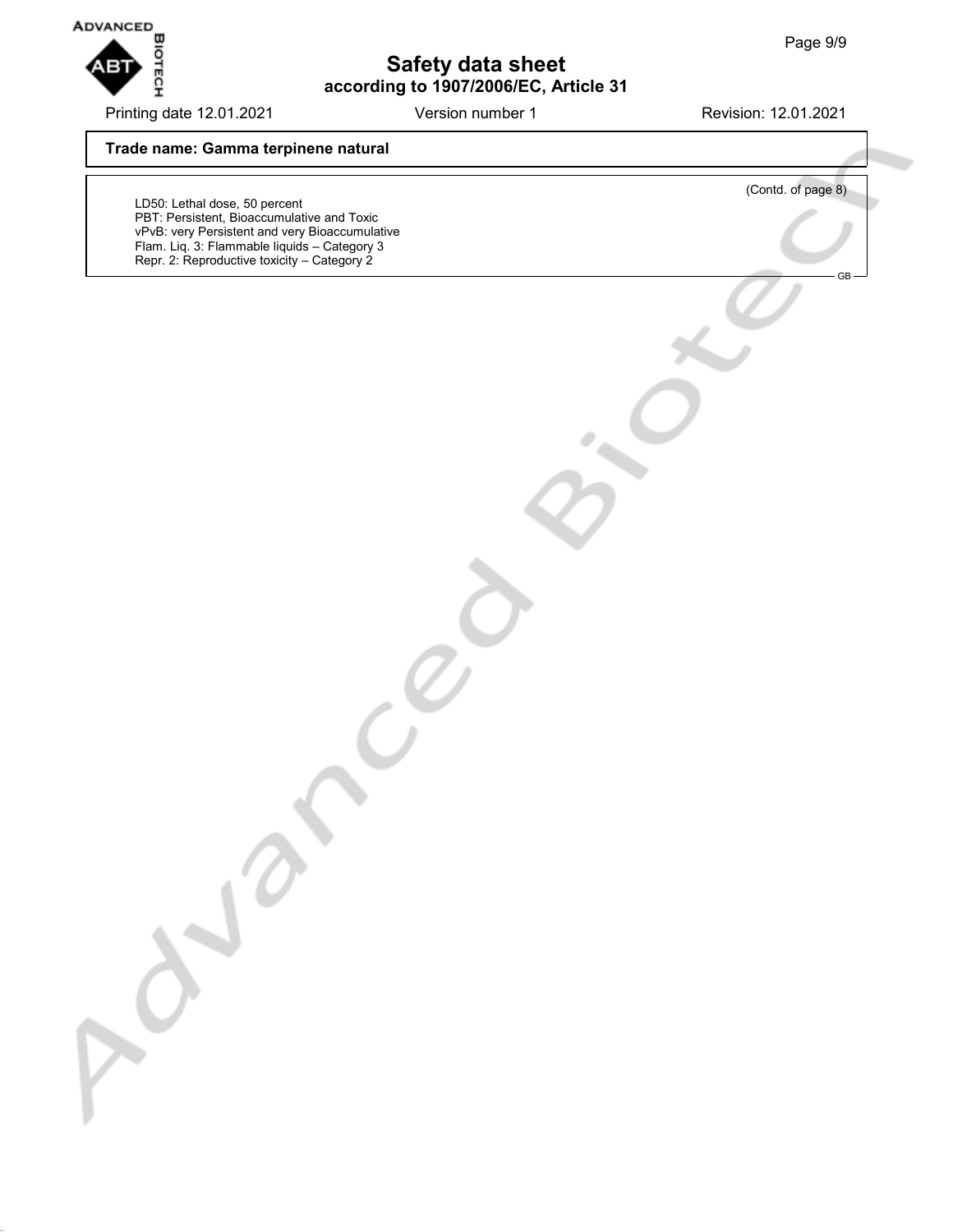**Trade name: Gamma terpinene natural**

(Contd. of page 8)

LD50: Lethal dose, 50 percent
PBT: Persistent, Bioaccumulative and Toxic
vPvB: very Persistent and very Bioaccumulative
Flam. Liq. 3: Flammable liquids – Category 3
Repr. 2: Reproductive toxicity – Category 2

GB